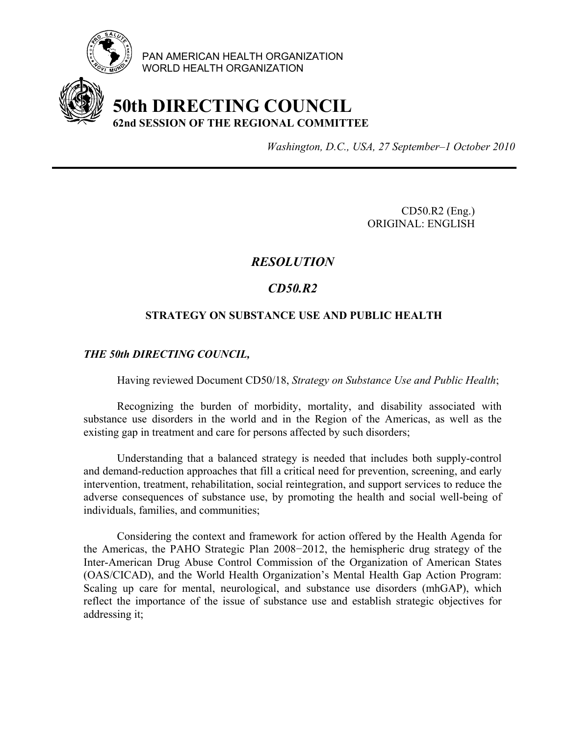PAN AMERICAN HEALTH ORGANIZATION
WORLD HEALTH ORGANIZATION

# 50th DIRECTING COUNCIL

**62nd SESSION OF THE REGIONAL COMMITTEE**

*Washington, D.C., USA, 27 September–1 October 2010*

---

CD50.R2 (Eng.)
ORIGINAL: ENGLISH

## *RESOLUTION*

## *CD50.R2*

### STRATEGY ON SUBSTANCE USE AND PUBLIC HEALTH

***THE 50th DIRECTING COUNCIL,***

Having reviewed Document CD50/18, *Strategy on Substance Use and Public Health*;

Recognizing the burden of morbidity, mortality, and disability associated with substance use disorders in the world and in the Region of the Americas, as well as the existing gap in treatment and care for persons affected by such disorders;

Understanding that a balanced strategy is needed that includes both supply-control and demand-reduction approaches that fill a critical need for prevention, screening, and early intervention, treatment, rehabilitation, social reintegration, and support services to reduce the adverse consequences of substance use, by promoting the health and social well-being of individuals, families, and communities;

Considering the context and framework for action offered by the Health Agenda for the Americas, the PAHO Strategic Plan 2008−2012, the hemispheric drug strategy of the Inter-American Drug Abuse Control Commission of the Organization of American States (OAS/CICAD), and the World Health Organization's Mental Health Gap Action Program: Scaling up care for mental, neurological, and substance use disorders (mhGAP), which reflect the importance of the issue of substance use and establish strategic objectives for addressing it;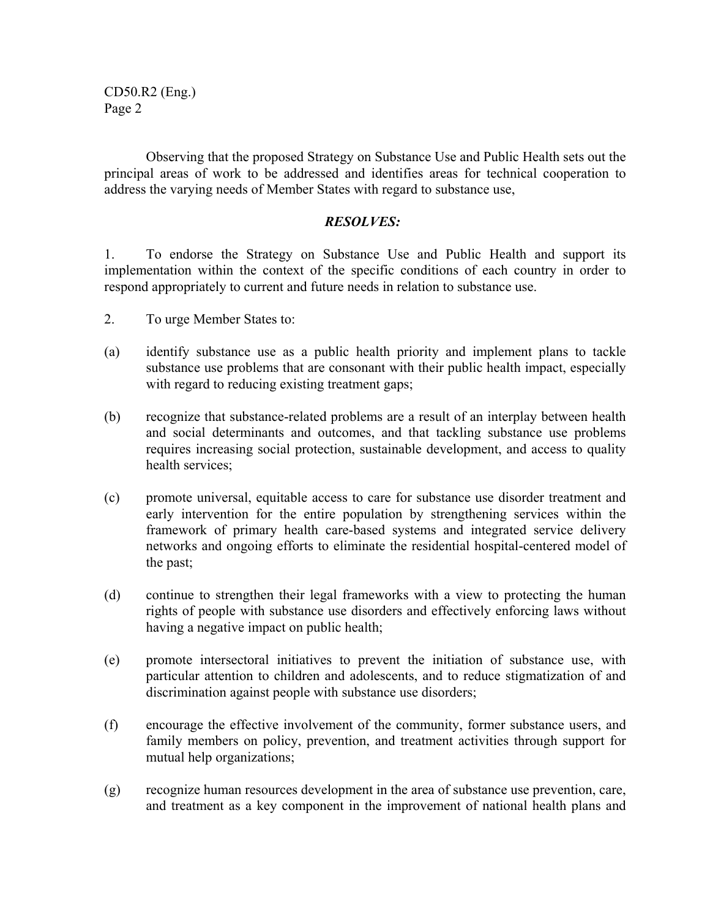Observing that the proposed Strategy on Substance Use and Public Health sets out the principal areas of work to be addressed and identifies areas for technical cooperation to address the varying needs of Member States with regard to substance use,

***RESOLVES:***

1. To endorse the Strategy on Substance Use and Public Health and support its implementation within the context of the specific conditions of each country in order to respond appropriately to current and future needs in relation to substance use.

2. To urge Member States to:

(a) identify substance use as a public health priority and implement plans to tackle substance use problems that are consonant with their public health impact, especially with regard to reducing existing treatment gaps;

(b) recognize that substance-related problems are a result of an interplay between health and social determinants and outcomes, and that tackling substance use problems requires increasing social protection, sustainable development, and access to quality health services;

(c) promote universal, equitable access to care for substance use disorder treatment and early intervention for the entire population by strengthening services within the framework of primary health care-based systems and integrated service delivery networks and ongoing efforts to eliminate the residential hospital-centered model of the past;

(d) continue to strengthen their legal frameworks with a view to protecting the human rights of people with substance use disorders and effectively enforcing laws without having a negative impact on public health;

(e) promote intersectoral initiatives to prevent the initiation of substance use, with particular attention to children and adolescents, and to reduce stigmatization of and discrimination against people with substance use disorders;

(f) encourage the effective involvement of the community, former substance users, and family members on policy, prevention, and treatment activities through support for mutual help organizations;

(g) recognize human resources development in the area of substance use prevention, care, and treatment as a key component in the improvement of national health plans and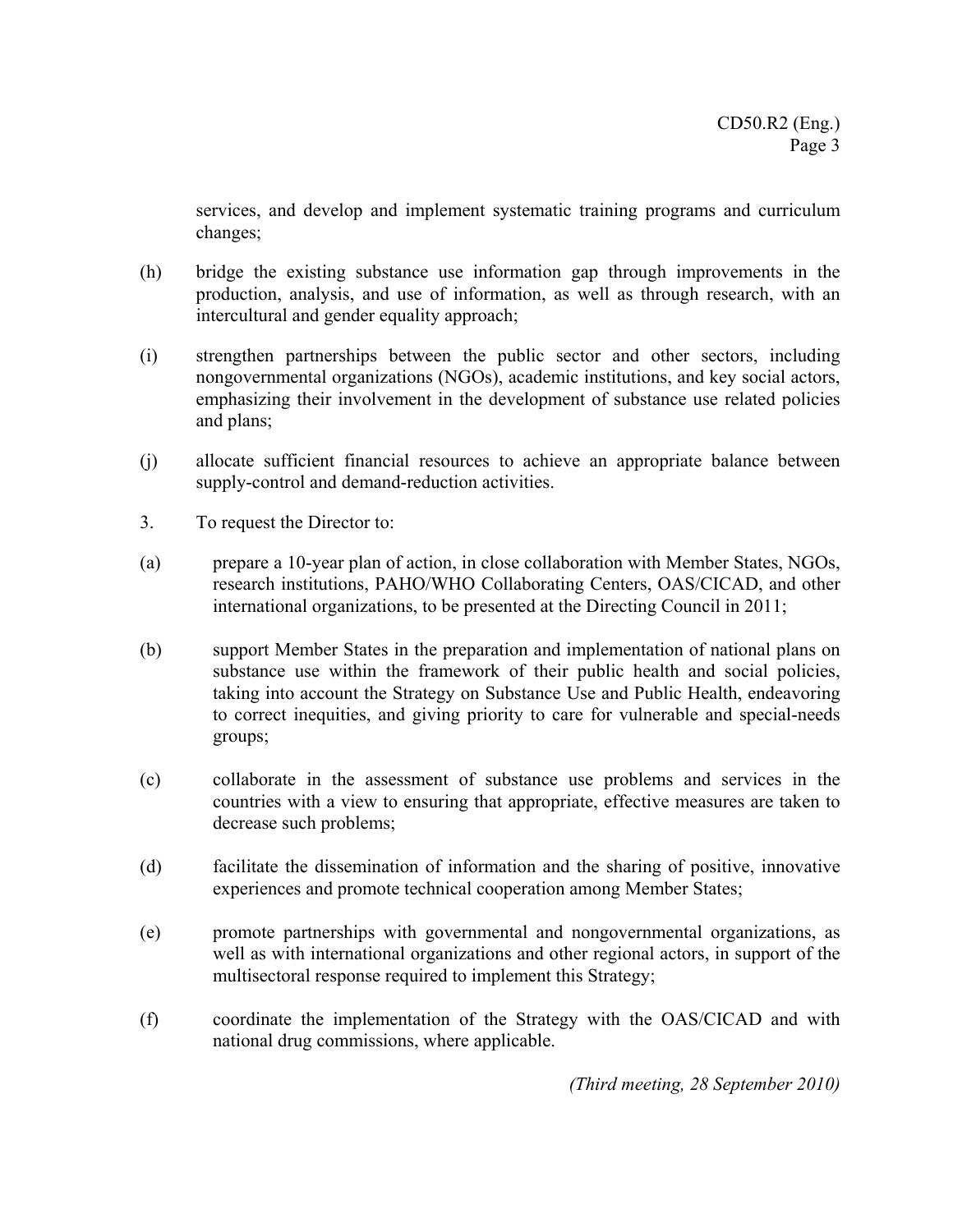services, and develop and implement systematic training programs and curriculum changes;

(h) bridge the existing substance use information gap through improvements in the production, analysis, and use of information, as well as through research, with an intercultural and gender equality approach;

(i) strengthen partnerships between the public sector and other sectors, including nongovernmental organizations (NGOs), academic institutions, and key social actors, emphasizing their involvement in the development of substance use related policies and plans;

(j) allocate sufficient financial resources to achieve an appropriate balance between supply-control and demand-reduction activities.

3. To request the Director to:

(a) prepare a 10-year plan of action, in close collaboration with Member States, NGOs, research institutions, PAHO/WHO Collaborating Centers, OAS/CICAD, and other international organizations, to be presented at the Directing Council in 2011;

(b) support Member States in the preparation and implementation of national plans on substance use within the framework of their public health and social policies, taking into account the Strategy on Substance Use and Public Health, endeavoring to correct inequities, and giving priority to care for vulnerable and special-needs groups;

(c) collaborate in the assessment of substance use problems and services in the countries with a view to ensuring that appropriate, effective measures are taken to decrease such problems;

(d) facilitate the dissemination of information and the sharing of positive, innovative experiences and promote technical cooperation among Member States;

(e) promote partnerships with governmental and nongovernmental organizations, as well as with international organizations and other regional actors, in support of the multisectoral response required to implement this Strategy;

(f) coordinate the implementation of the Strategy with the OAS/CICAD and with national drug commissions, where applicable.

*(Third meeting, 28 September 2010)*